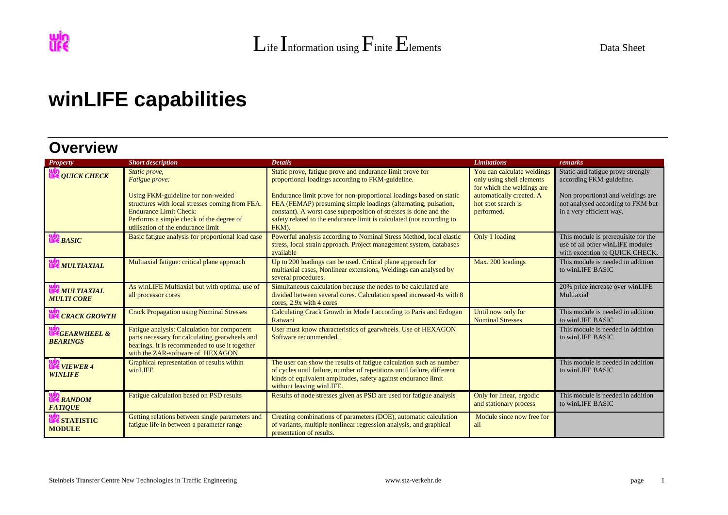# winLIFE capabilities

## Overview

| *Property* | *Short description* | *Details* | *Limitations* | *remarks* |
|---|---|---|---|---|
| ***QUICK CHECK*** | *Static prove,*<br>*Fatigue prove:*<br><br>Using FKM-guideline for non-welded structures with local stresses coming from FEA.<br>Endurance Limit Check:<br>Performs a simple check of the degree of utilisation of the endurance limit | Static prove, fatigue prove and endurance limit prove for proportional loadings according to FKM-guideline.<br><br>Endurance limit prove for non-proportional loadings based on static FEA (FEMAP) presuming simple loadings (alternating, pulsation, constant). A worst case superposition of stresses is done and the safety related to the endurance limit is calculated (not according to FKM). | You can calculate weldings only using shell elements for which the weldings are automatically created. A hot spot search is performed. | Static and fatigue prove strongly according FKM-guideline.<br><br>Non proportional and weldings are not analysed according to FKM but in a very efficient way. |
| ***BASIC*** | Basic fatigue analysis for proportional load case | Powerful analysis according to Nominal Stress Method, local elastic stress, local strain approach. Project management system, databases available | Only 1 loading | This module is prerequisite for the use of all other winLIFE modules with exception to QUICK CHECK. |
| ***MULTIAXIAL*** | Multiaxial fatigue: critical plane approach | Up to 200 loadings can be used. Critical plane approach for multiaxial cases, Nonlinear extensions, Weldings can analysed by several procedures. | Max. 200 loadings | This module is needed in addition to winLIFE BASIC |
| ***MULTIAXIAL MULTI CORE*** | As winLIFE Multiaxial but with optimal use of all processor cores | Simultaneous calculation because the nodes to be calculated are divided between several cores. Calculation speed increased 4x with 8 cores, 2.9x with 4 cores | | 20% price increase over winLIFE Multiaxial |
| ***CRACK GROWTH*** | Crack Propagation using Nominal Stresses | Calculating Crack Growth in Mode I according to Paris and Erdogan Ratwani | Until now only for Nominal Stresses | This module is needed in addition to winLIFE BASIC |
| ***GEARWHEEL & BEARINGS*** | Fatigue analysis: Calculation for component parts necessary for calculating gearwheels and bearings. It is recommended to use it together with the ZAR-software of HEXAGON | User must know characteristics of gearwheels. Use of HEXAGON Software recommended. | | This module is needed in addition to winLIFE BASIC |
| ***VIEWER 4 WINLIFE*** | Graphical representation of results within winLIFE | The user can show the results of fatigue calculation such as number of cycles until failure, number of repetitions until failure, different kinds of equivalent amplitudes, safety against endurance limit without leaving winLIFE. | | This module is needed in addition to winLIFE BASIC |
| ***RANDOM FATIQUE*** | Fatigue calculation based on PSD results | Results of node stresses given as PSD are used for fatigue analysis | Only for linear, ergodic and stationary process | This module is needed in addition to winLIFE BASIC |
| **STATISTIC MODULE** | Getting relations between single parameters and fatigue life in between a parameter range | Creating combinations of parameters (DOE), automatic calculation of variants, multiple nonlinear regression analysis, and graphical presentation of results. | Module since now free for all | |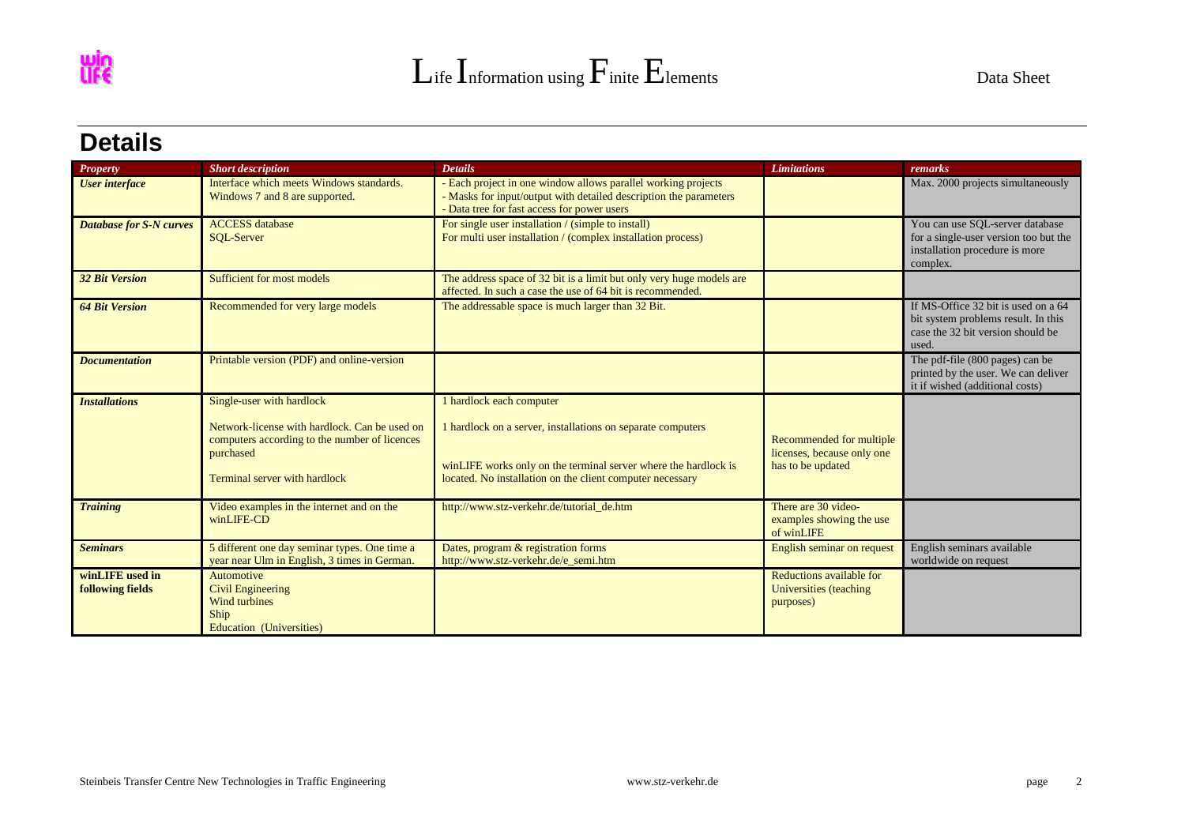## Details

| *Property* | *Short description* | *Details* | *Limitations* | *remarks* |
|---|---|---|---|---|
| ***User interface*** | Interface which meets Windows standards. Windows 7 and 8 are supported. | - Each project in one window allows parallel working projects<br>- Masks for input/output with detailed description the parameters<br>- Data tree for fast access for power users | | Max. 2000 projects simultaneously |
| ***Database for S-N curves*** | ACCESS database<br>SQL-Server | For single user installation / (simple to install)<br>For multi user installation / (complex installation process) | | You can use SQL-server database for a single-user version too but the installation procedure is more complex. |
| ***32 Bit Version*** | Sufficient for most models | The address space of 32 bit is a limit but only very huge models are affected. In such a case the use of 64 bit is recommended. | | |
| ***64 Bit Version*** | Recommended for very large models | The addressable space is much larger than 32 Bit. | | If MS-Office 32 bit is used on a 64 bit system problems result. In this case the 32 bit version should be used. |
| ***Documentation*** | Printable version (PDF) and online-version | | | The pdf-file (800 pages) can be printed by the user. We can deliver it if wished (additional costs) |
| ***Installations*** | Single-user with hardlock<br><br>Network-license with hardlock. Can be used on computers according to the number of licences purchased<br><br>Terminal server with hardlock | 1 hardlock each computer<br><br>1 hardlock on a server, installations on separate computers<br><br>winLIFE works only on the terminal server where the hardlock is located. No installation on the client computer necessary | Recommended for multiple licenses, because only one has to be updated | |
| ***Training*** | Video examples in the internet and on the winLIFE-CD | http://www.stz-verkehr.de/tutorial_de.htm | There are 30 video-examples showing the use of winLIFE | |
| ***Seminars*** | 5 different one day seminar types. One time a year near Ulm in English, 3 times in German. | Dates, program & registration forms<br>http://www.stz-verkehr.de/e_semi.htm | English seminar on request | English seminars available worldwide on request |
| **winLIFE used in following fields** | Automotive<br>Civil Engineering<br>Wind turbines<br>Ship<br>Education (Universities) | | Reductions available for Universities (teaching purposes) | |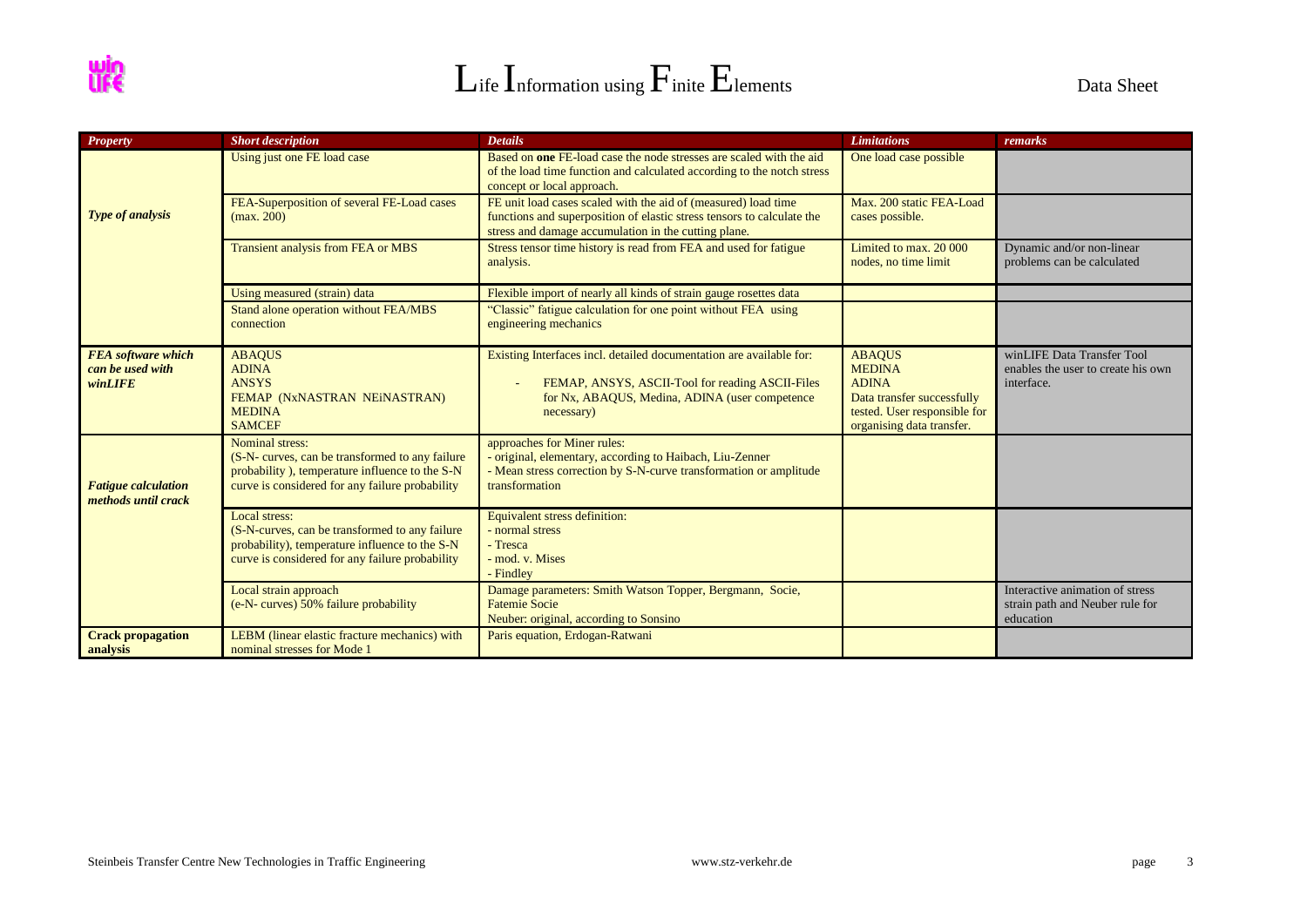# Life Information using Finite Elements

Data Sheet

| ***Property*** | ***Short description*** | ***Details*** | ***Limitations*** | ***remarks*** |
|---|---|---|---|---|
| ***Type of analysis*** | Using just one FE load case | Based on **one** FE-load case the node stresses are scaled with the aid of the load time function and calculated according to the notch stress concept or local approach. | One load case possible | |
| | FEA-Superposition of several FE-Load cases (max. 200) | FE unit load cases scaled with the aid of (measured) load time functions and superposition of elastic stress tensors to calculate the stress and damage accumulation in the cutting plane. | Max. 200 static FEA-Load cases possible. | |
| | Transient analysis from FEA or MBS | Stress tensor time history is read from FEA and used for fatigue analysis. | Limited to max. 20 000 nodes, no time limit | Dynamic and/or non-linear problems can be calculated |
| | Using measured (strain) data | Flexible import of nearly all kinds of strain gauge rosettes data | | |
| | Stand alone operation without FEA/MBS connection | "Classic" fatigue calculation for one point without FEA using engineering mechanics | | |
| ***FEA software which can be used with winLIFE*** | ABAQUS<br>ADINA<br>ANSYS<br>FEMAP (NxNASTRAN NEiNASTRAN)<br>MEDINA<br>SAMCEF | Existing Interfaces incl. detailed documentation are available for:<br>- FEMAP, ANSYS, ASCII-Tool for reading ASCII-Files for Nx, ABAQUS, Medina, ADINA (user competence necessary) | ABAQUS<br>MEDINA<br>ADINA<br>Data transfer successfully tested. User responsible for organising data transfer. | winLIFE Data Transfer Tool enables the user to create his own interface. |
| ***Fatigue calculation methods until crack*** | Nominal stress:<br>(S-N- curves, can be transformed to any failure probability ), temperature influence to the S-N curve is considered for any failure probability | approaches for Miner rules:<br>- original, elementary, according to Haibach, Liu-Zenner<br>- Mean stress correction by S-N-curve transformation or amplitude transformation | | |
| | Local stress:<br>(S-N-curves, can be transformed to any failure probability), temperature influence to the S-N curve is considered for any failure probability | Equivalent stress definition:<br>- normal stress<br>- Tresca<br>- mod. v. Mises<br>- Findley | | |
| | Local strain approach<br>(e-N- curves) 50% failure probability | Damage parameters: Smith Watson Topper, Bergmann, Socie, Fatemie Socie<br>Neuber: original, according to Sonsino | | Interactive animation of stress strain path and Neuber rule for education |
| **Crack propagation analysis** | LEBM (linear elastic fracture mechanics) with nominal stresses for Mode 1 | Paris equation, Erdogan-Ratwani | | |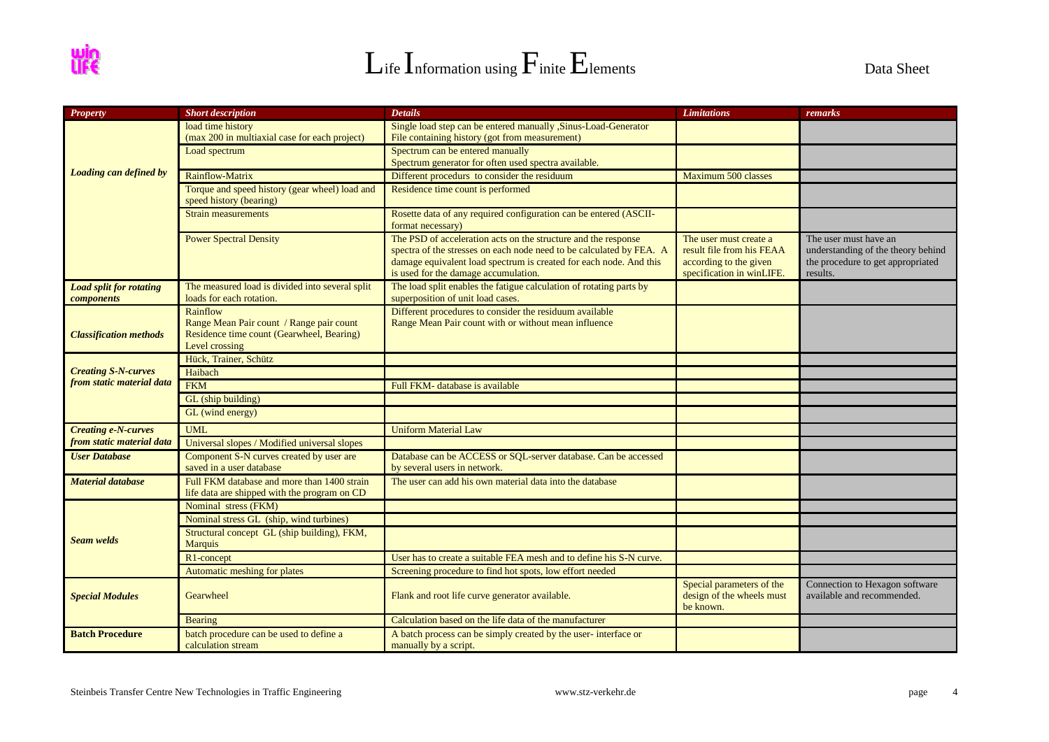# Life Information using Finite Elements

Data Sheet

| *Property* | *Short description* | *Details* | *Limitations* | *remarks* |
|---|---|---|---|---|
| ***Loading can defined by*** | load time history (max 200 in multiaxial case for each project) | Single load step can be entered manually ,Sinus-Load-Generator File containing history (got from measurement) | | |
| | Load spectrum | Spectrum can be entered manually Spectrum generator for often used spectra available. | | |
| | Rainflow-Matrix | Different procedurs to consider the residuum | Maximum 500 classes | |
| | Torque and speed history (gear wheel) load and speed history (bearing) | Residence time count is performed | | |
| | Strain measurements | Rosette data of any required configuration can be entered (ASCII-format necessary) | | |
| | Power Spectral Density | The PSD of acceleration acts on the structure and the response spectra of the stresses on each node need to be calculated by FEA. A damage equivalent load spectrum is created for each node. And this is used for the damage accumulation. | The user must create a result file from his FEAA according to the given specification in winLIFE. | The user must have an understanding of the theory behind the procedure to get appropriated results. |
| ***Load split for rotating components*** | The measured load is divided into several split loads for each rotation. | The load split enables the fatigue calculation of rotating parts by superposition of unit load cases. | | |
| ***Classification methods*** | Rainflow Range Mean Pair count / Range pair count Residence time count (Gearwheel, Bearing) Level crossing | Different procedures to consider the residuum available Range Mean Pair count with or without mean influence | | |
| ***Creating S-N-curves from static material data*** | Hück, Trainer, Schütz | | | |
| | Haibach | | | |
| | FKM | Full FKM- database is available | | |
| | GL (ship building) | | | |
| | GL (wind energy) | | | |
| ***Creating e-N-curves from static material data*** | UML | Uniform Material Law | | |
| | Universal slopes / Modified universal slopes | | | |
| ***User Database*** | Component S-N curves created by user are saved in a user database | Database can be ACCESS or SQL-server database. Can be accessed by several users in network. | | |
| ***Material database*** | Full FKM database and more than 1400 strain life data are shipped with the program on CD | The user can add his own material data into the database | | |
| ***Seam welds*** | Nominal stress (FKM) | | | |
| | Nominal stress GL (ship, wind turbines) | | | |
| | Structural concept GL (ship building), FKM, Marquis | | | |
| | R1-concept | User has to create a suitable FEA mesh and to define his S-N curve. | | |
| | Automatic meshing for plates | Screening procedure to find hot spots, low effort needed | | |
| ***Special Modules*** | Gearwheel | Flank and root life curve generator available. | Special parameters of the design of the wheels must be known. | Connection to Hexagon software available and recommended. |
| | Bearing | Calculation based on the life data of the manufacturer | | |
| **Batch Procedure** | batch procedure can be used to define a calculation stream | A batch process can be simply created by the user- interface or manually by a script. | | |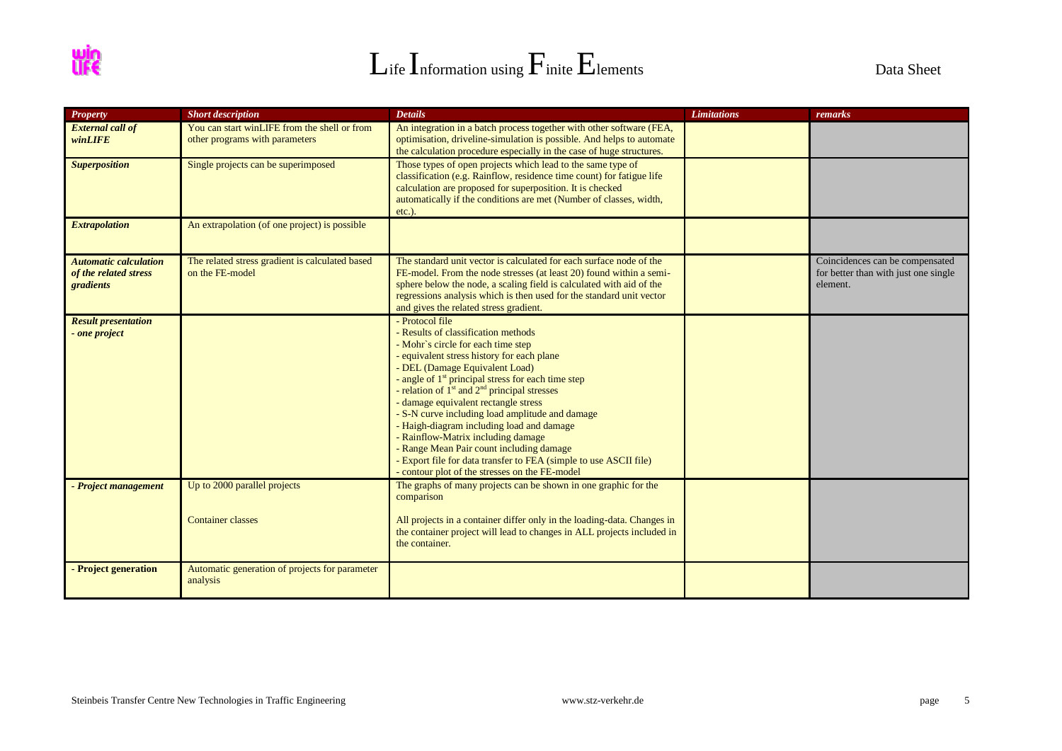| *Property* | *Short description* | *Details* | *Limitations* | *remarks* |
|---|---|---|---|---|
| ***External call of winLIFE*** | You can start winLIFE from the shell or from other programs with parameters | An integration in a batch process together with other software (FEA, optimisation, driveline-simulation is possible. And helps to automate the calculation procedure especially in the case of huge structures. | | |
| ***Superposition*** | Single projects can be superimposed | Those types of open projects which lead to the same type of classification (e.g. Rainflow, residence time count) for fatigue life calculation are proposed for superposition. It is checked automatically if the conditions are met (Number of classes, width, etc.). | | |
| ***Extrapolation*** | An extrapolation (of one project) is possible | | | |
| ***Automatic calculation of the related stress gradients*** | The related stress gradient is calculated based on the FE-model | The standard unit vector is calculated for each surface node of the FE-model. From the node stresses (at least 20) found within a semi-sphere below the node, a scaling field is calculated with aid of the regressions analysis which is then used for the standard unit vector and gives the related stress gradient. | | Coincidences can be compensated for better than with just one single element. |
| ***Result presentation - one project*** | | - Protocol file<br>- Results of classification methods<br>- Mohr`s circle for each time step<br>- equivalent stress history for each plane<br>- DEL (Damage Equivalent Load)<br>- angle of 1st principal stress for each time step<br>- relation of 1st and 2nd principal stresses<br>- damage equivalent rectangle stress<br>- S-N curve including load amplitude and damage<br>- Haigh-diagram including load and damage<br>- Rainflow-Matrix including damage<br>- Range Mean Pair count including damage<br>- Export file for data transfer to FEA (simple to use ASCII file)<br>- contour plot of the stresses on the FE-model | | |
| ***- Project management*** | Up to 2000 parallel projects<br><br>Container classes | The graphs of many projects can be shown in one graphic for the comparison<br><br>All projects in a container differ only in the loading-data. Changes in the container project will lead to changes in ALL projects included in the container. | | |
| **- Project generation** | Automatic generation of projects for parameter analysis | | | |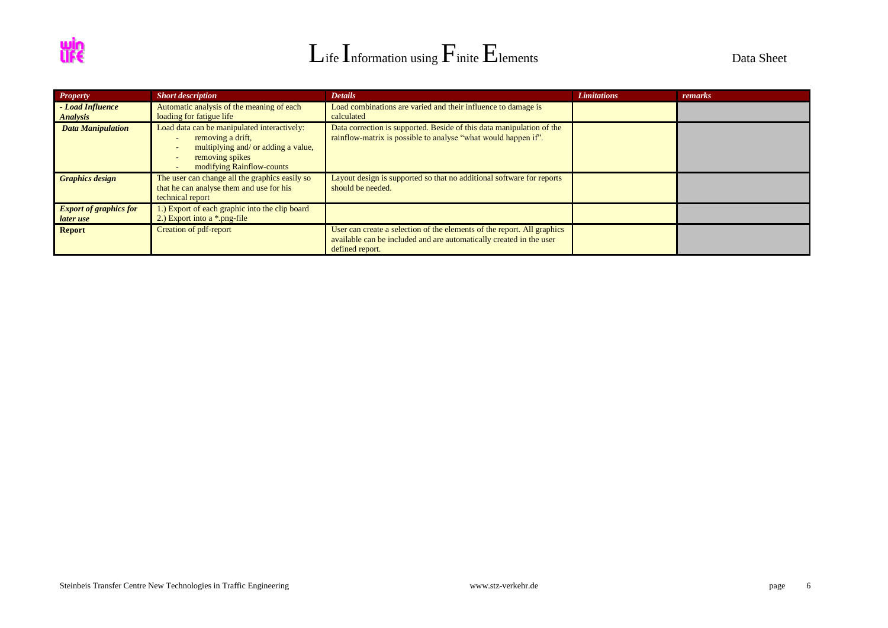| *Property* | *Short description* | *Details* | *Limitations* | *remarks* |
|---|---|---|---|---|
| ***- Load Influence Analysis*** | Automatic analysis of the meaning of each loading for fatigue life | Load combinations are varied and their influence to damage is calculated | | |
| ***Data Manipulation*** | Load data can be manipulated interactively:<br>- removing a drift,<br>- multiplying and/ or adding a value,<br>- removing spikes<br>- modifying Rainflow-counts | Data correction is supported. Beside of this data manipulation of the rainflow-matrix is possible to analyse "what would happen if". | | |
| ***Graphics design*** | The user can change all the graphics easily so that he can analyse them and use for his technical report | Layout design is supported so that no additional software for reports should be needed. | | |
| ***Export of graphics for later use*** | 1.) Export of each graphic into the clip board<br>2.) Export into a *.png-file | | | |
| **Report** | Creation of pdf-report | User can create a selection of the elements of the report. All graphics available can be included and are automatically created in the user defined report. | | |